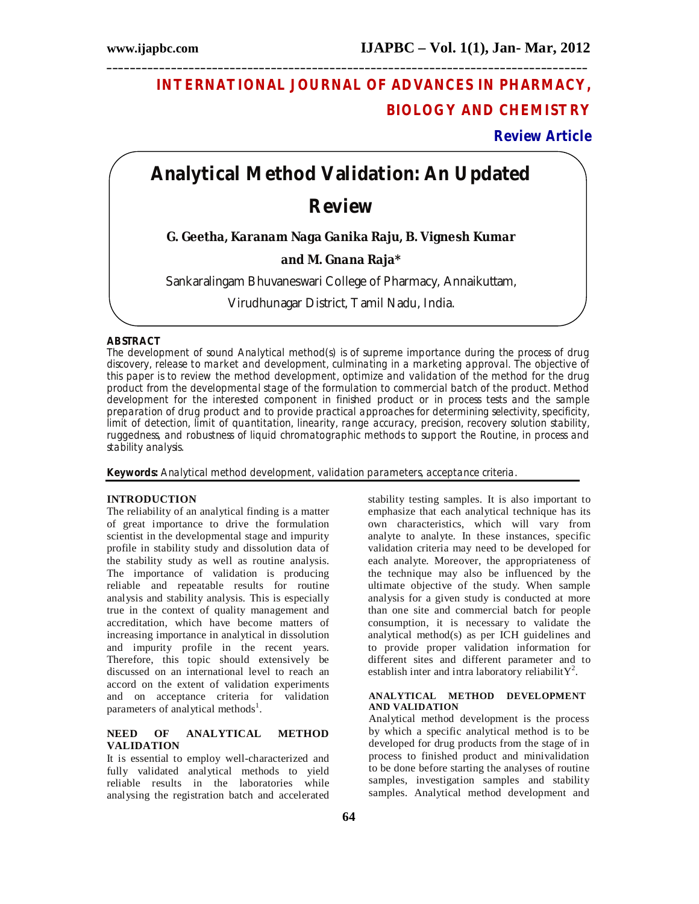# INTERNATIONAL JOURNAL OF ADVANCES IN PHARMACY, BIOLOGY AND CHEMISTRY

**Review Article**

# Analytical Method Validation: An Updated Review

**G. Geetha, Karanam Naga Ganika Raju, B. Vignesh Kumar and M. Gnana Raja***

Sankaralingam Bhuvaneswari College of Pharmacy, Annaikuttam, Virudhunagar District, Tamil Nadu, India.

## ABSTRACT

*The development of sound Analytical method(s) is of supreme importance during the process of drug discovery, release to market and development, culminating in a marketing approval. The objective of this paper is to review the method development, optimize and validation of the method for the drug product from the developmental stage of the formulation to commercial batch of the product. Method development for the interested component in finished product or in process tests and the sample preparation of drug product and to provide practical approaches for determining selectivity, specificity, limit of detection, limit of quantitation, linearity, range accuracy, precision, recovery solution stability, ruggedness, and robustness of liquid chromatographic methods to support the Routine, in process and stability analysis.*

**Keywords:** *Analytical method development, validation parameters, acceptance criteria.*

## INTRODUCTION

The reliability of an analytical finding is a matter of great importance to drive the formulation scientist in the developmental stage and impurity profile in stability study and dissolution data of the stability study as well as routine analysis. The importance of validation is producing reliable and repeatable results for routine analysis and stability analysis. This is especially true in the context of quality management and accreditation, which have become matters of increasing importance in analytical in dissolution and impurity profile in the recent years. Therefore, this topic should extensively be discussed on an international level to reach an accord on the extent of validation experiments and on acceptance criteria for validation parameters of analytical methods[1].

## NEED OF ANALYTICAL METHOD VALIDATION

It is essential to employ well-characterized and fully validated analytical methods to yield reliable results in the laboratories while analysing the registration batch and accelerated stability testing samples. It is also important to emphasize that each analytical technique has its own characteristics, which will vary from analyte to analyte. In these instances, specific validation criteria may need to be developed for each analyte. Moreover, the appropriateness of the technique may also be influenced by the ultimate objective of the study. When sample analysis for a given study is conducted at more than one site and commercial batch for people consumption, it is necessary to validate the analytical method(s) as per ICH guidelines and to provide proper validation information for different sites and different parameter and to establish inter and intra laboratory reliabilitY[2].

## ANALYTICAL METHOD DEVELOPMENT AND VALIDATION

Analytical method development is the process by which a specific analytical method is to be developed for drug products from the stage of in process to finished product and minivalidation to be done before starting the analyses of routine samples, investigation samples and stability samples. Analytical method development and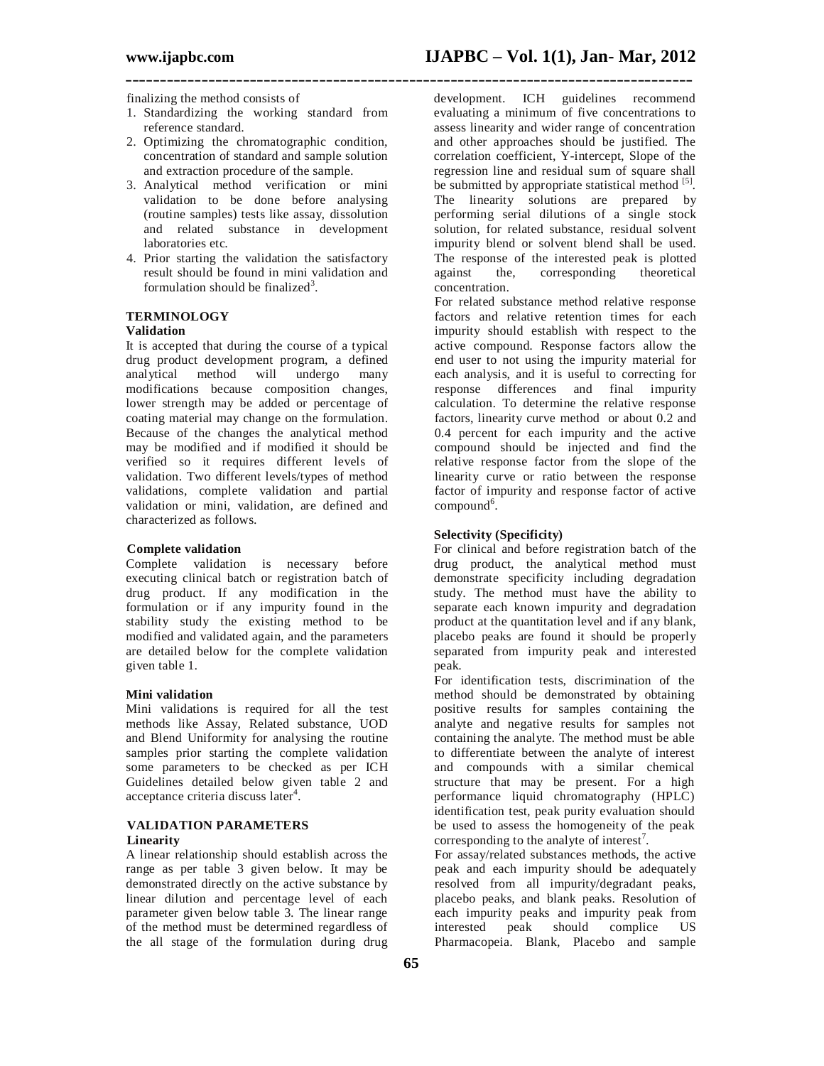finalizing the method consists of

1. Standardizing the working standard from reference standard.
2. Optimizing the chromatographic condition, concentration of standard and sample solution and extraction procedure of the sample.
3. Analytical method verification or mini validation to be done before analysing (routine samples) tests like assay, dissolution and related substance in development laboratories etc.
4. Prior starting the validation the satisfactory result should be found in mini validation and formulation should be finalized[3].

## TERMINOLOGY

### Validation

It is accepted that during the course of a typical drug product development program, a defined analytical method will undergo many modifications because composition changes, lower strength may be added or percentage of coating material may change on the formulation. Because of the changes the analytical method may be modified and if modified it should be verified so it requires different levels of validation. Two different levels/types of method validations, complete validation and partial validation or mini, validation, are defined and characterized as follows.

### Complete validation

Complete validation is necessary before executing clinical batch or registration batch of drug product. If any modification in the formulation or if any impurity found in the stability study the existing method to be modified and validated again, and the parameters are detailed below for the complete validation given table 1.

### Mini validation

Mini validations is required for all the test methods like Assay, Related substance, UOD and Blend Uniformity for analysing the routine samples prior starting the complete validation some parameters to be checked as per ICH Guidelines detailed below given table 2 and acceptance criteria discuss later[4].

## VALIDATION PARAMETERS

### Linearity

A linear relationship should establish across the range as per table 3 given below. It may be demonstrated directly on the active substance by linear dilution and percentage level of each parameter given below table 3. The linear range of the method must be determined regardless of the all stage of the formulation during drug development. ICH guidelines recommend evaluating a minimum of five concentrations to assess linearity and wider range of concentration and other approaches should be justified. The correlation coefficient, Y-intercept, Slope of the regression line and residual sum of square shall be submitted by appropriate statistical method [5]. The linearity solutions are prepared by performing serial dilutions of a single stock solution, for related substance, residual solvent impurity blend or solvent blend shall be used. The response of the interested peak is plotted against the, corresponding theoretical concentration.

For related substance method relative response factors and relative retention times for each impurity should establish with respect to the active compound. Response factors allow the end user to not using the impurity material for each analysis, and it is useful to correcting for response differences and final impurity calculation. To determine the relative response factors, linearity curve method or about 0.2 and 0.4 percent for each impurity and the active compound should be injected and find the relative response factor from the slope of the linearity curve or ratio between the response factor of impurity and response factor of active compound[6].

### Selectivity (Specificity)

For clinical and before registration batch of the drug product, the analytical method must demonstrate specificity including degradation study. The method must have the ability to separate each known impurity and degradation product at the quantitation level and if any blank, placebo peaks are found it should be properly separated from impurity peak and interested peak.

For identification tests, discrimination of the method should be demonstrated by obtaining positive results for samples containing the analyte and negative results for samples not containing the analyte. The method must be able to differentiate between the analyte of interest and compounds with a similar chemical structure that may be present. For a high performance liquid chromatography (HPLC) identification test, peak purity evaluation should be used to assess the homogeneity of the peak corresponding to the analyte of interest[7].

For assay/related substances methods, the active peak and each impurity should be adequately resolved from all impurity/degradant peaks, placebo peaks, and blank peaks. Resolution of each impurity peaks and impurity peak from interested peak should complice US Pharmacopeia. Blank, Placebo and sample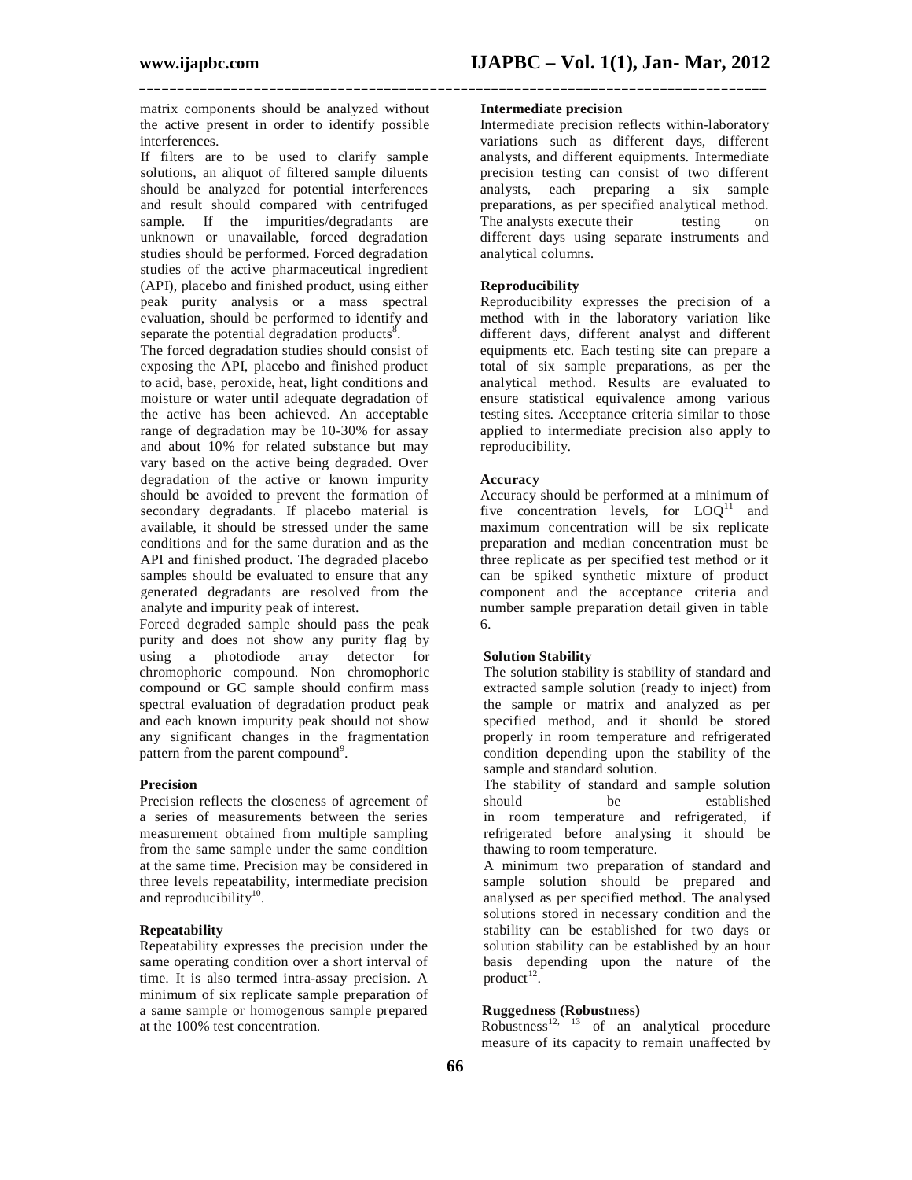matrix components should be analyzed without the active present in order to identify possible interferences.

If filters are to be used to clarify sample solutions, an aliquot of filtered sample diluents should be analyzed for potential interferences and result should compared with centrifuged sample. If the impurities/degradants are unknown or unavailable, forced degradation studies should be performed. Forced degradation studies of the active pharmaceutical ingredient (API), placebo and finished product, using either peak purity analysis or a mass spectral evaluation, should be performed to identify and separate the potential degradation products[8].

The forced degradation studies should consist of exposing the API, placebo and finished product to acid, base, peroxide, heat, light conditions and moisture or water until adequate degradation of the active has been achieved. An acceptable range of degradation may be 10-30% for assay and about 10% for related substance but may vary based on the active being degraded. Over degradation of the active or known impurity should be avoided to prevent the formation of secondary degradants. If placebo material is available, it should be stressed under the same conditions and for the same duration and as the API and finished product. The degraded placebo samples should be evaluated to ensure that any generated degradants are resolved from the analyte and impurity peak of interest.

Forced degraded sample should pass the peak purity and does not show any purity flag by using a photodiode array detector for chromophoric compound. Non chromophoric compound or GC sample should confirm mass spectral evaluation of degradation product peak and each known impurity peak should not show any significant changes in the fragmentation pattern from the parent compound[9].

#### Precision

Precision reflects the closeness of agreement of a series of measurements between the series measurement obtained from multiple sampling from the same sample under the same condition at the same time. Precision may be considered in three levels repeatability, intermediate precision and reproducibility[10].

#### Repeatability

Repeatability expresses the precision under the same operating condition over a short interval of time. It is also termed intra-assay precision. A minimum of six replicate sample preparation of a same sample or homogenous sample prepared at the 100% test concentration.

#### Intermediate precision

Intermediate precision reflects within-laboratory variations such as different days, different analysts, and different equipments. Intermediate precision testing can consist of two different analysts, each preparing a six sample preparations, as per specified analytical method. The analysts execute their testing on different days using separate instruments and analytical columns.

#### Reproducibility

Reproducibility expresses the precision of a method with in the laboratory variation like different days, different analyst and different equipments etc. Each testing site can prepare a total of six sample preparations, as per the analytical method. Results are evaluated to ensure statistical equivalence among various testing sites. Acceptance criteria similar to those applied to intermediate precision also apply to reproducibility.

#### Accuracy

Accuracy should be performed at a minimum of five concentration levels, for LOQ[11] and maximum concentration will be six replicate preparation and median concentration must be three replicate as per specified test method or it can be spiked synthetic mixture of product component and the acceptance criteria and number sample preparation detail given in table 6.

#### Solution Stability

The solution stability is stability of standard and extracted sample solution (ready to inject) from the sample or matrix and analyzed as per specified method, and it should be stored properly in room temperature and refrigerated condition depending upon the stability of the sample and standard solution.

The stability of standard and sample solution should be established in room temperature and refrigerated, if refrigerated before analysing it should be thawing to room temperature.

A minimum two preparation of standard and sample solution should be prepared and analysed as per specified method. The analysed solutions stored in necessary condition and the stability can be established for two days or solution stability can be established by an hour basis depending upon the nature of the product[12].

#### Ruggedness (Robustness)

Robustness[12, 13] of an analytical procedure measure of its capacity to remain unaffected by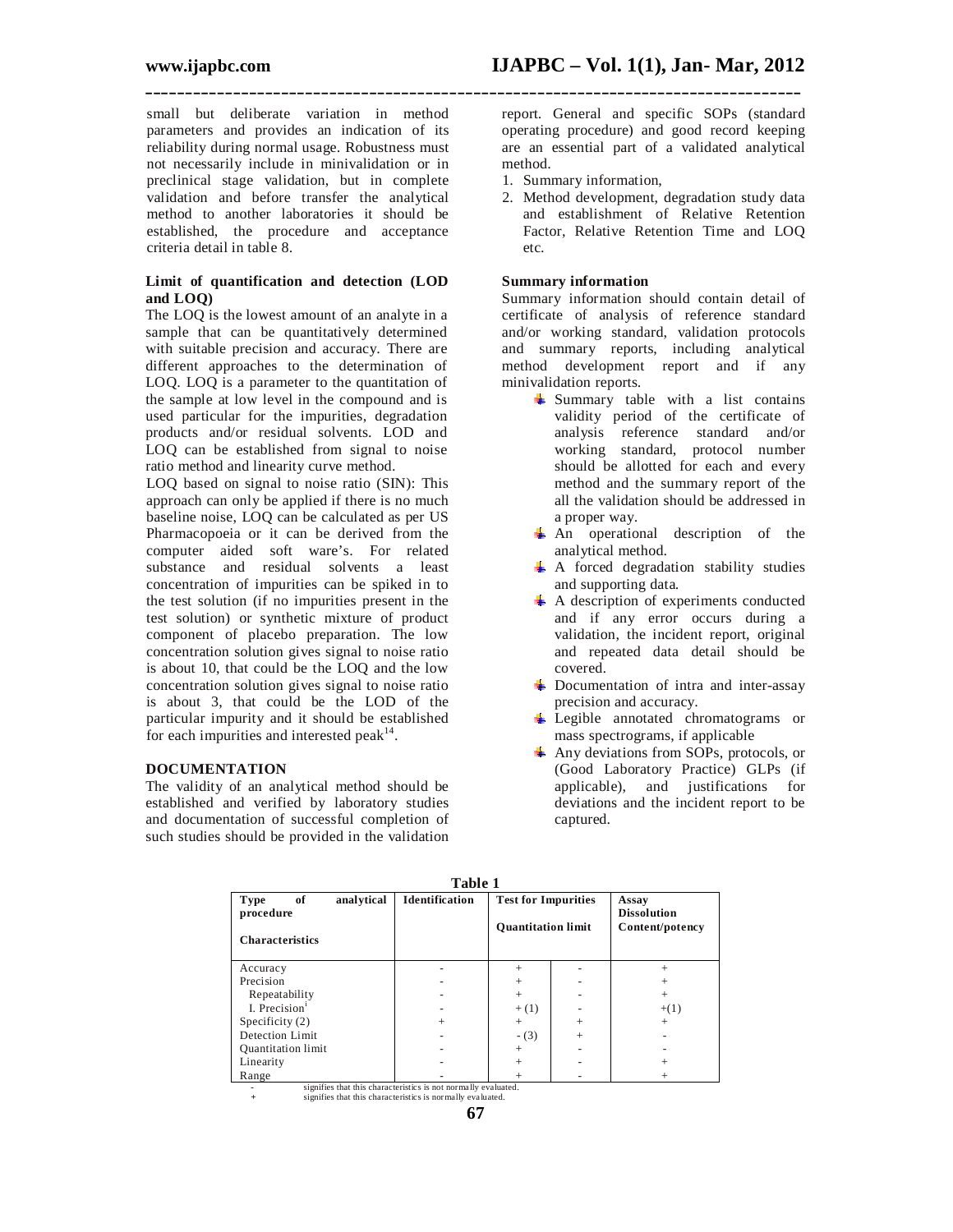small but deliberate variation in method parameters and provides an indication of its reliability during normal usage. Robustness must not necessarily include in minivalidation or in preclinical stage validation, but in complete validation and before transfer the analytical method to another laboratories it should be established, the procedure and acceptance criteria detail in table 8.

**Limit of quantification and detection (LOD and LOQ)**

The LOQ is the lowest amount of an analyte in a sample that can be quantitatively determined with suitable precision and accuracy. There are different approaches to the determination of LOQ. LOQ is a parameter to the quantitation of the sample at low level in the compound and is used particular for the impurities, degradation products and/or residual solvents. LOD and LOQ can be established from signal to noise ratio method and linearity curve method.

LOQ based on signal to noise ratio (SIN): This approach can only be applied if there is no much baseline noise, LOQ can be calculated as per US Pharmacopoeia or it can be derived from the computer aided soft ware's. For related substance and residual solvents a least concentration of impurities can be spiked in to the test solution (if no impurities present in the test solution) or synthetic mixture of product component of placebo preparation. The low concentration solution gives signal to noise ratio is about 10, that could be the LOQ and the low concentration solution gives signal to noise ratio is about 3, that could be the LOD of the particular impurity and it should be established for each impurities and interested peak[14].

## DOCUMENTATION

The validity of an analytical method should be established and verified by laboratory studies and documentation of successful completion of such studies should be provided in the validation report. General and specific SOPs (standard operating procedure) and good record keeping are an essential part of a validated analytical method.

1. Summary information,
2. Method development, degradation study data and establishment of Relative Retention Factor, Relative Retention Time and LOQ etc.

**Summary information**

Summary information should contain detail of certificate of analysis of reference standard and/or working standard, validation protocols and summary reports, including analytical method development report and if any minivalidation reports.

- Summary table with a list contains validity period of the certificate of analysis reference standard and/or working standard, protocol number should be allotted for each and every method and the summary report of the all the validation should be addressed in a proper way.
- An operational description of the analytical method.
- A forced degradation stability studies and supporting data.
- A description of experiments conducted and if any error occurs during a validation, the incident report, original and repeated data detail should be covered.
- Documentation of intra and inter-assay precision and accuracy.
- Legible annotated chromatograms or mass spectrograms, if applicable
- Any deviations from SOPs, protocols, or (Good Laboratory Practice) GLPs (if applicable), and justifications for deviations and the incident report to be captured.

**Table 1**

| Type of analytical procedure / Characteristics | Identification | Test for Impurities | | Assay Dissolution Content/potency |
|---|---|---|---|---|
| | | Quantitation limit | | |
| Accuracy | - | + | - | + |
| Precision | - | + | - | + |
| Repeatability | - | + | - | + |
| I. Precision[i] | - | + (1) | - | +(1) |
| Specificity (2) | + | + | + | + |
| Detection Limit | - | - (3) | + | - |
| Quantitation limit | - | + | - | - |
| Linearity | - | + | - | + |
| Range | - | + | - | + |

- signifies that this characteristics is not normally evaluated.
+ signifies that this characteristics is normally evaluated.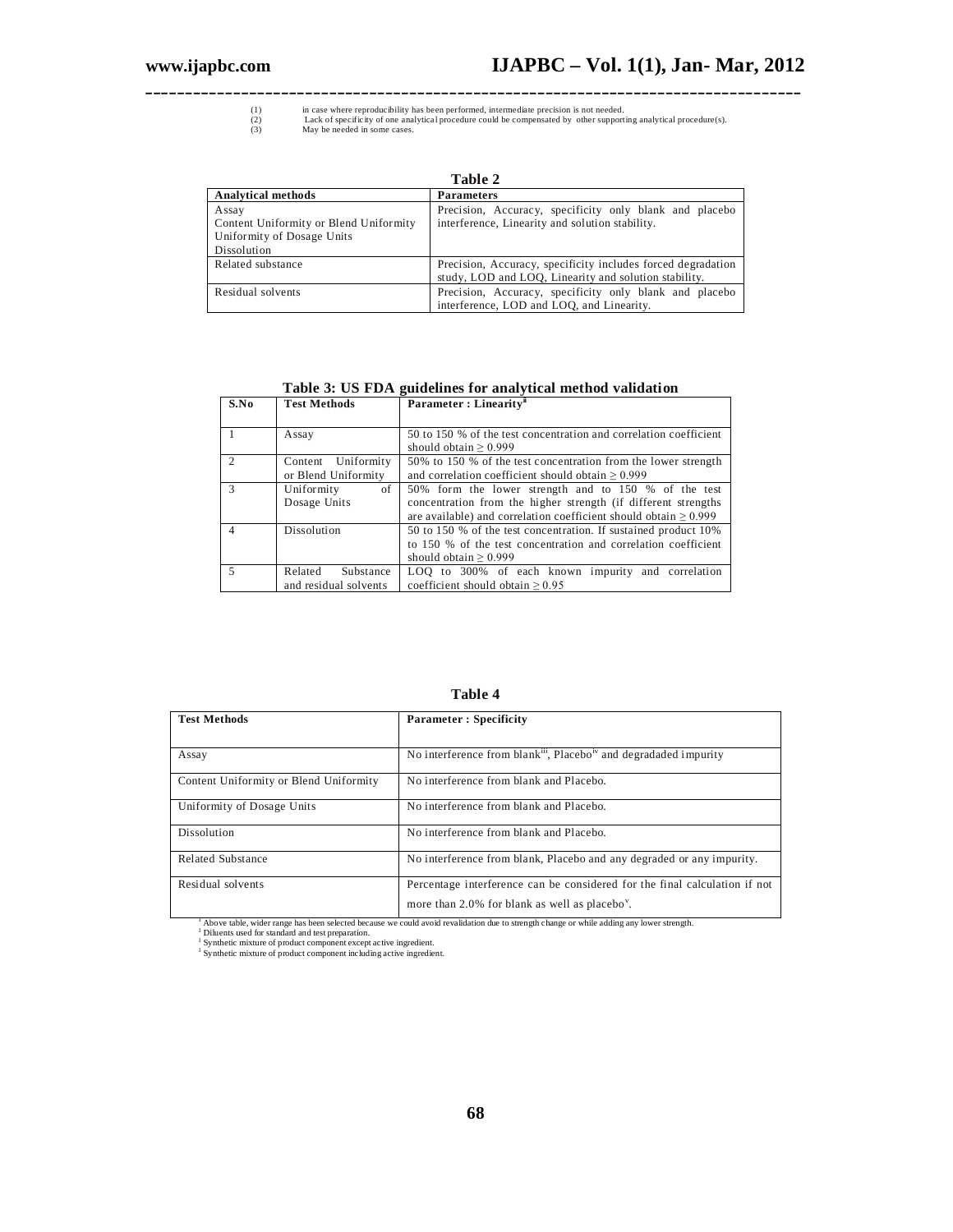(1) in case where reproducibility has been performed, intermediate precision is not needed.
(2) Lack of specificity of one analytical procedure could be compensated by other supporting analytical procedure(s).
(3) May be needed in some cases.

**Table 2**

| Analytical methods | Parameters |
|---|---|
| Assay<br>Content Uniformity or Blend Uniformity<br>Uniformity of Dosage Units<br>Dissolution | Precision, Accuracy, specificity only blank and placebo interference, Linearity and solution stability. |
| Related substance | Precision, Accuracy, specificity includes forced degradation study, LOD and LOQ, Linearity and solution stability. |
| Residual solvents | Precision, Accuracy, specificity only blank and placebo interference, LOD and LOQ, and Linearity. |

**Table 3: US FDA guidelines for analytical method validation**

| S.No | Test Methods | Parameter : Linearity[i] |
|---|---|---|
| 1 | Assay | 50 to 150 % of the test concentration and correlation coefficient should obtain ≥ 0.999 |
| 2 | Content Uniformity or Blend Uniformity | 50% to 150 % of the test concentration from the lower strength and correlation coefficient should obtain ≥ 0.999 |
| 3 | Uniformity of Dosage Units | 50% form the lower strength and to 150 % of the test concentration from the higher strength (if different strengths are available) and correlation coefficient should obtain ≥ 0.999 |
| 4 | Dissolution | 50 to 150 % of the test concentration. If sustained product 10% to 150 % of the test concentration and correlation coefficient should obtain ≥ 0.999 |
| 5 | Related Substance and residual solvents | LOQ to 300% of each known impurity and correlation coefficient should obtain ≥ 0.95 |

**Table 4**

| Test Methods | Parameter : Specificity |
|---|---|
| Assay | No interference from blank[iii], Placebo[iv] and degradaded impurity |
| Content Uniformity or Blend Uniformity | No interference from blank and Placebo. |
| Uniformity of Dosage Units | No interference from blank and Placebo. |
| Dissolution | No interference from blank and Placebo. |
| Related Substance | No interference from blank, Placebo and any degraded or any impurity. |
| Residual solvents | Percentage interference can be considered for the final calculation if not more than 2.0% for blank as well as placebo[v]. |

[i] Above table, wider range has been selected because we could avoid revalidation due to strength change or while adding any lower strength.
[iii] Diluents used for standard and test preparation.
[iv] Synthetic mixture of product component except active ingredient.
[v] Synthetic mixture of product component including active ingredient.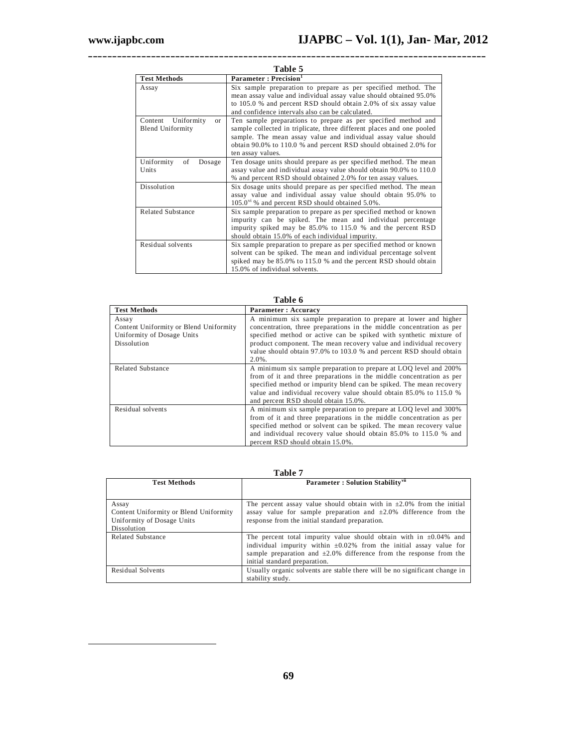**Table 5**

| Test Methods | Parameter : Precision[1] |
|---|---|
| Assay | Six sample preparation to prepare as per specified method. The mean assay value and individual assay value should obtained 95.0% to 105.0 % and percent RSD should obtain 2.0% of six assay value and confidence intervals also can be calculated. |
| Content Uniformity or Blend Uniformity | Ten sample preparations to prepare as per specified method and sample collected in triplicate, three different places and one pooled sample. The mean assay value and individual assay value should obtain 90.0% to 110.0 % and percent RSD should obtained 2.0% for ten assay values. |
| Uniformity of Dosage Units | Ten dosage units should prepare as per specified method. The mean assay value and individual assay value should obtain 90.0% to 110.0 % and percent RSD should obtained 2.0% for ten assay values. |
| Dissolution | Six dosage units should prepare as per specified method. The mean assay value and individual assay value should obtain 95.0% to 105.0[vi] % and percent RSD should obtained 5.0%. |
| Related Substance | Six sample preparation to prepare as per specified method or known impurity can be spiked. The mean and individual percentage impurity spiked may be 85.0% to 115.0 % and the percent RSD should obtain 15.0% of each individual impurity. |
| Residual solvents | Six sample preparation to prepare as per specified method or known solvent can be spiked. The mean and individual percentage solvent spiked may be 85.0% to 115.0 % and the percent RSD should obtain 15.0% of individual solvents. |

**Table 6**

| Test Methods | Parameter : Accuracy |
|---|---|
| Assay<br>Content Uniformity or Blend Uniformity<br>Uniformity of Dosage Units<br>Dissolution | A minimum six sample preparation to prepare at lower and higher concentration, three preparations in the middle concentration as per specified method or active can be spiked with synthetic mixture of product component. The mean recovery value and individual recovery value should obtain 97.0% to 103.0 % and percent RSD should obtain 2.0%. |
| Related Substance | A minimum six sample preparation to prepare at LOQ level and 200% from of it and three preparations in the middle concentration as per specified method or impurity blend can be spiked. The mean recovery value and individual recovery value should obtain 85.0% to 115.0 % and percent RSD should obtain 15.0%. |
| Residual solvents | A minimum six sample preparation to prepare at LOQ level and 300% from of it and three preparations in the middle concentration as per specified method or solvent can be spiked. The mean recovery value and individual recovery value should obtain 85.0% to 115.0 % and percent RSD should obtain 15.0%. |

**Table 7**

| Test Methods | Parameter : Solution Stability[vii] |
|---|---|
| Assay<br>Content Uniformity or Blend Uniformity<br>Uniformity of Dosage Units<br>Dissolution | The percent assay value should obtain with in ±2.0% from the initial assay value for sample preparation and ±2.0% difference from the response from the initial standard preparation. |
| Related Substance | The percent total impurity value should obtain with in ±0.04% and individual impurity within ±0.02% from the initial assay value for sample preparation and ±2.0% difference from the response from the initial standard preparation. |
| Residual Solvents | Usually organic solvents are stable there will be no significant change in stability study. |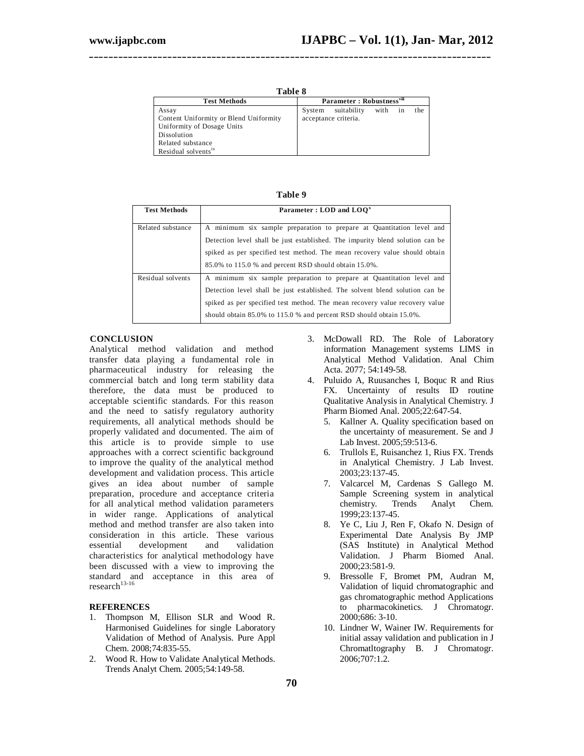**Table 8**

| Test Methods | Parameter : Robustness[viii] |
|---|---|
| Assay<br>Content Uniformity or Blend Uniformity<br>Uniformity of Dosage Units<br>Dissolution<br>Related substance<br>Residual solvents[ix] | System suitability with in the acceptance criteria. |

**Table 9**

| Test Methods | Parameter : LOD and LOQ[x] |
|---|---|
| Related substance | A minimum six sample preparation to prepare at Quantitation level and Detection level shall be just established. The impurity blend solution can be spiked as per specified test method. The mean recovery value should obtain 85.0% to 115.0 % and percent RSD should obtain 15.0%. |
| Residual solvents | A minimum six sample preparation to prepare at Quantitation level and Detection level shall be just established. The solvent blend solution can be spiked as per specified test method. The mean recovery value recovery value should obtain 85.0% to 115.0 % and percent RSD should obtain 15.0%. |

## CONCLUSION

Analytical method validation and method transfer data playing a fundamental role in pharmaceutical industry for releasing the commercial batch and long term stability data therefore, the data must be produced to acceptable scientific standards. For this reason and the need to satisfy regulatory authority requirements, all analytical methods should be properly validated and documented. The aim of this article is to provide simple to use approaches with a correct scientific background to improve the quality of the analytical method development and validation process. This article gives an idea about number of sample preparation, procedure and acceptance criteria for all analytical method validation parameters in wider range. Applications of analytical method and method transfer are also taken into consideration in this article. These various essential development and validation characteristics for analytical methodology have been discussed with a view to improving the standard and acceptance in this area of research[13-16]

## REFERENCES

1. Thompson M, Ellison SLR and Wood R. Harmonised Guidelines for single Laboratory Validation of Method of Analysis. Pure Appl Chem. 2008;74:835-55.
2. Wood R. How to Validate Analytical Methods. Trends Analyt Chem. 2005;54:149-58.
3. McDowall RD. The Role of Laboratory information Management systems LIMS in Analytical Method Validation. Anal Chim Acta. 2077; 54:149-58.
4. Puluido A, Ruusanches I, Boquc R and Rius FX. Uncertainty of results ID routine Qualitative Analysis in Analytical Chemistry. J Pharm Biomed Anal. 2005;22:647-54.
5. Kallner A. Quality specification based on the uncertainty of measurement. Se and J Lab Invest. 2005;59:513-6.
6. Trullols E, Ruisanchez 1, Rius FX. Trends in Analytical Chemistry. J Lab Invest. 2003;23:137-45.
7. Valcarcel M, Cardenas S Gallego M. Sample Screening system in analytical chemistry. Trends Analyt Chem. 1999;23:137-45.
8. Ye C, Liu J, Ren F, Okafo N. Design of Experimental Date Analysis By JMP (SAS Institute) in Analytical Method Validation. J Pharm Biomed Anal. 2000;23:581-9.
9. Bressolle F, Bromet PM, Audran M, Validation of liquid chromatographic and gas chromatographic method Applications to pharmacokinetics. J Chromatogr. 2000;686: 3-10.
10. Lindner W, Wainer IW. Requirements for initial assay validation and publication in J Chromatltography B. J Chromatogr. 2006;707:1.2.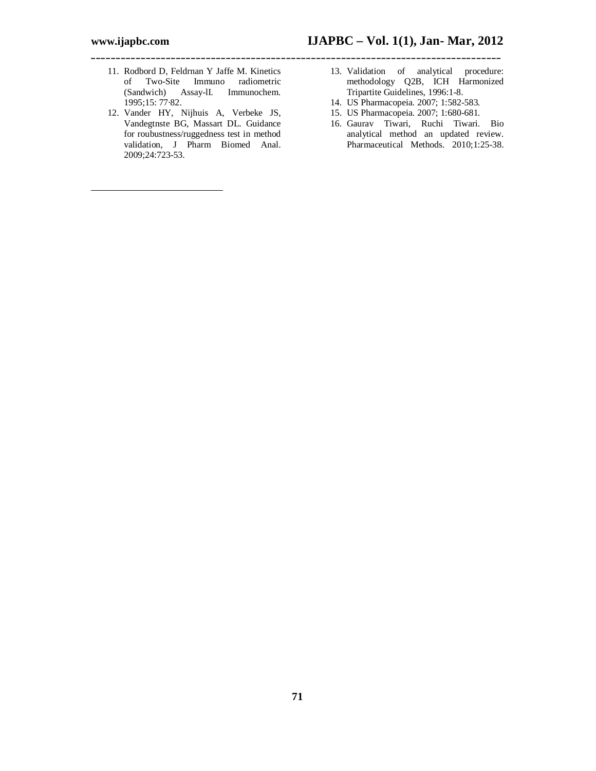11. Rodbord D, Feldrnan Y Jaffe M. Kinetics of Two-Site Immuno radiometric (Sandwich) Assay-lI. Immunochem. 1995;15: 77·82.
12. Vander HY, Nijhuis A, Verbeke JS, Vandegtnste BG, Massart DL. Guidance for roubustness/ruggedness test in method validation, J Pharm Biomed Anal. 2009;24:723-53.
13. Validation of analytical procedure: methodology Q2B, ICH Harmonized Tripartite Guidelines, 1996:1-8.
14. US Pharmacopeia. 2007; 1:582-583.
15. US Pharmacopeia. 2007; 1:680-681.
16. Gaurav Tiwari, Ruchi Tiwari. Bio analytical method an updated review. Pharmaceutical Methods. 2010;1:25-38.